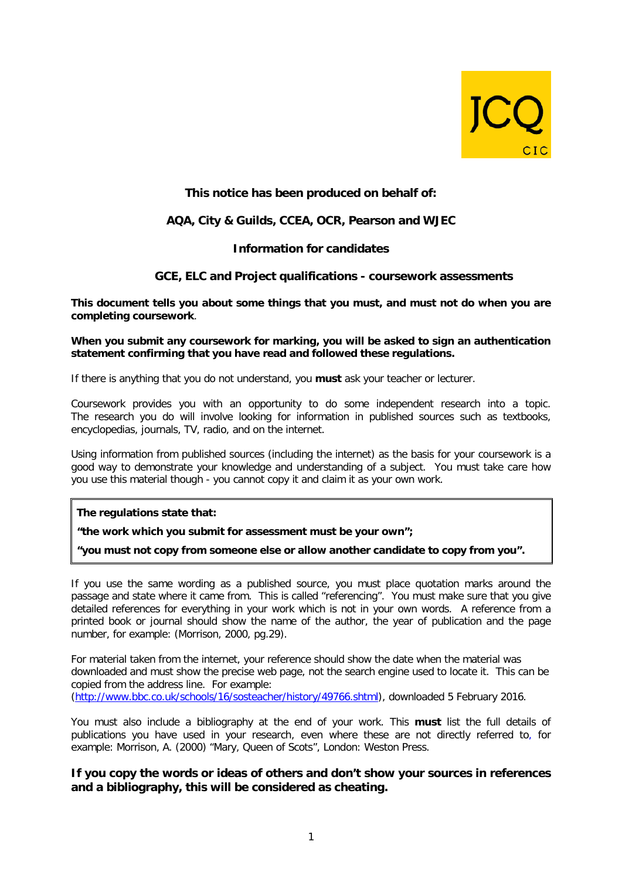JCQ CIC

**This notice has been produced on behalf of:**

**AQA, City & Guilds, CCEA, OCR, Pearson and WJEC**

**Information for candidates**

**GCE, ELC and Project qualifications - coursework assessments**

**This document tells you about some things that you must, and must not do when you are completing coursework**.

**When you submit any coursework for marking, you will be asked to sign an authentication statement confirming that you have read and followed these regulations.**

If there is anything that you do not understand, you **must** ask your teacher or lecturer.

Coursework provides you with an opportunity to do some independent research into a topic. The research you do will involve looking for information in published sources such as textbooks, encyclopedias, journals, TV, radio, and on the internet.

Using information from published sources (including the internet) as the basis for your coursework is a good way to demonstrate your knowledge and understanding of a subject. You must take care how you use this material though - you cannot copy it and claim it as your own work.

> **The regulations state that:**
>
> **"the work which you submit for assessment must be your own";**
>
> **"you must not copy from someone else or allow another candidate to copy from you".**

If you use the same wording as a published source, you must place quotation marks around the passage and state where it came from. This is called "referencing". You must make sure that you give detailed references for everything in your work which is not in your own words. A reference from a printed book or journal should show the name of the author, the year of publication and the page number, for example: (Morrison, 2000, pg.29).

For material taken from the internet, your reference should show the date when the material was downloaded and must show the precise web page, not the search engine used to locate it. This can be copied from the address line. For example: (http://www.bbc.co.uk/schools/16/sosteacher/history/49766.shtml), downloaded 5 February 2016.

You must also include a bibliography at the end of your work. This **must** list the full details of publications you have used in your research, even where these are not directly referred to, for example: Morrison, A. (2000) "Mary, Queen of Scots", London: Weston Press.

**If you copy the words or ideas of others and don't show your sources in references and a bibliography, this will be considered as cheating.**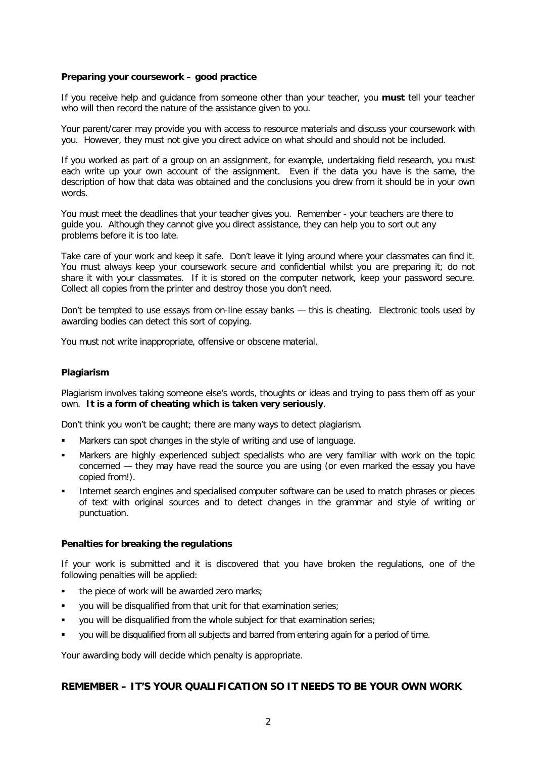**Preparing your coursework – good practice**

If you receive help and guidance from someone other than your teacher, you **must** tell your teacher who will then record the nature of the assistance given to you.

Your parent/carer may provide you with access to resource materials and discuss your coursework with you. However, they must not give you direct advice on what should and should not be included.

If you worked as part of a group on an assignment, for example, undertaking field research, you must each write up your own account of the assignment. Even if the data you have is the same, the description of how that data was obtained and the conclusions you drew from it should be in your own words.

You must meet the deadlines that your teacher gives you. Remember - your teachers are there to guide you. Although they cannot give you direct assistance, they can help you to sort out any problems before it is too late.

Take care of your work and keep it safe. Don't leave it lying around where your classmates can find it. You must always keep your coursework secure and confidential whilst you are preparing it; do not share it with your classmates. If it is stored on the computer network, keep your password secure. Collect all copies from the printer and destroy those you don't need.

Don't be tempted to use essays from on-line essay banks — this is cheating. Electronic tools used by awarding bodies can detect this sort of copying.

You must not write inappropriate, offensive or obscene material.

**Plagiarism**

Plagiarism involves taking someone else's words, thoughts or ideas and trying to pass them off as your own. **It is a form of cheating which is taken very seriously**.

Don't think you won't be caught; there are many ways to detect plagiarism.

- Markers can spot changes in the style of writing and use of language.
- Markers are highly experienced subject specialists who are very familiar with work on the topic concerned — they may have read the source you are using (or even marked the essay you have copied from!).
- Internet search engines and specialised computer software can be used to match phrases or pieces of text with original sources and to detect changes in the grammar and style of writing or punctuation.

**Penalties for breaking the regulations**

If your work is submitted and it is discovered that you have broken the regulations, one of the following penalties will be applied:

- the piece of work will be awarded zero marks;
- you will be disqualified from that unit for that examination series;
- you will be disqualified from the whole subject for that examination series;
- you will be disqualified from all subjects and barred from entering again for a period of time.

Your awarding body will decide which penalty is appropriate.

**REMEMBER – IT'S YOUR QUALIFICATION SO IT NEEDS TO BE YOUR OWN WORK**